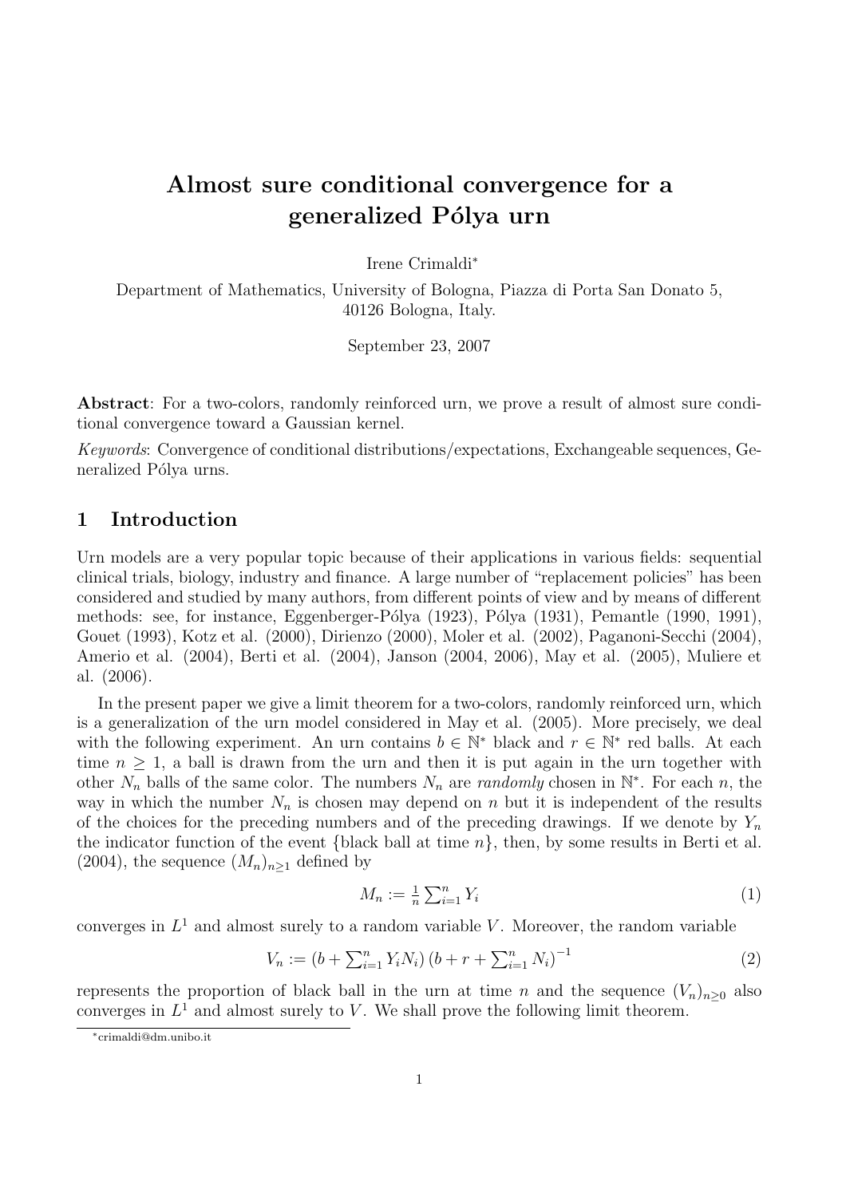# Almost sure conditional convergence for a generalized Pólya urn

Irene Crimaldi[*]

Department of Mathematics, University of Bologna, Piazza di Porta San Donato 5, 40126 Bologna, Italy.

September 23, 2007

**Abstract**: For a two-colors, randomly reinforced urn, we prove a result of almost sure conditional convergence toward a Gaussian kernel.

*Keywords*: Convergence of conditional distributions/expectations, Exchangeable sequences, Generalized Pólya urns.

## 1 Introduction

Urn models are a very popular topic because of their applications in various fields: sequential clinical trials, biology, industry and finance. A large number of "replacement policies" has been considered and studied by many authors, from different points of view and by means of different methods: see, for instance, Eggenberger-Pólya (1923), Pólya (1931), Pemantle (1990, 1991), Gouet (1993), Kotz et al. (2000), Dirienzo (2000), Moler et al. (2002), Paganoni-Secchi (2004), Amerio et al. (2004), Berti et al. (2004), Janson (2004, 2006), May et al. (2005), Muliere et al. (2006).

In the present paper we give a limit theorem for a two-colors, randomly reinforced urn, which is a generalization of the urn model considered in May et al. (2005). More precisely, we deal with the following experiment. An urn contains $b \in \mathbb{N}^*$ black and $r \in \mathbb{N}^*$ red balls. At each time $n \geq 1$, a ball is drawn from the urn and then it is put again in the urn together with other $N_n$ balls of the same color. The numbers $N_n$ are *randomly* chosen in $\mathbb{N}^*$. For each $n$, the way in which the number $N_n$ is chosen may depend on $n$ but it is independent of the results of the choices for the preceding numbers and of the preceding drawings. If we denote by $Y_n$ the indicator function of the event {black ball at time $n$}, then, by some results in Berti et al. (2004), the sequence $(M_n)_{n\geq 1}$ defined by

$$M_n := \tfrac{1}{n}\sum_{i=1}^{n} Y_i \tag{1}$$

converges in $L^1$ and almost surely to a random variable $V$. Moreover, the random variable

$$V_n := \left(b + \sum_{i=1}^{n} Y_i N_i\right)\left(b + r + \sum_{i=1}^{n} N_i\right)^{-1} \tag{2}$$

represents the proportion of black ball in the urn at time $n$ and the sequence $(V_n)_{n\geq 0}$ also converges in $L^1$ and almost surely to $V$. We shall prove the following limit theorem.

[*] crimaldi@dm.unibo.it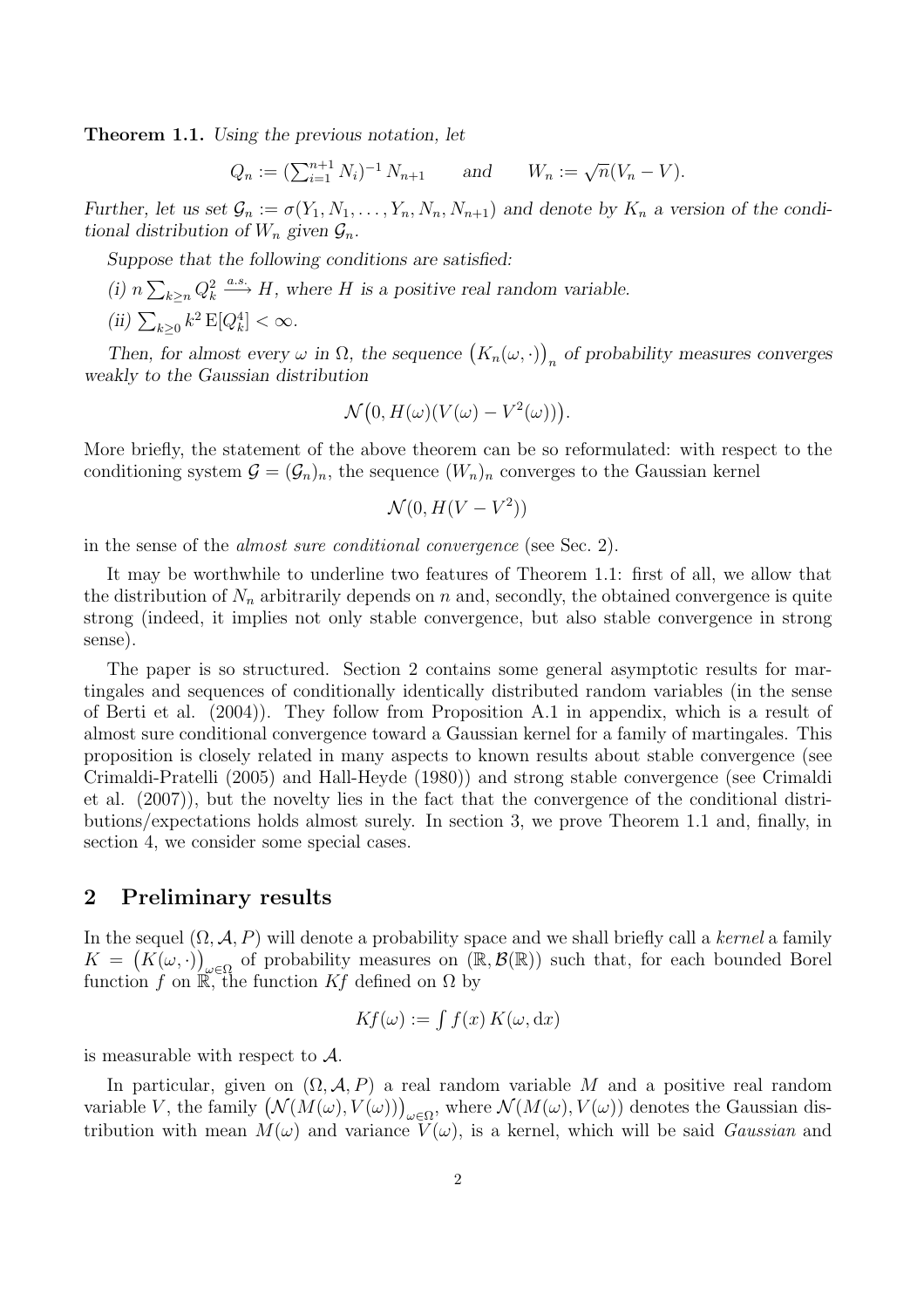**Theorem 1.1.** *Using the previous notation, let*

$$Q_n := (\textstyle\sum_{i=1}^{n+1} N_i)^{-1} N_{n+1} \qquad \text{and} \qquad W_n := \sqrt{n}(V_n - V).$$

*Further, let us set $\mathcal{G}_n := \sigma(Y_1, N_1, \ldots, Y_n, N_n, N_{n+1})$ and denote by $K_n$ a version of the conditional distribution of $W_n$ given $\mathcal{G}_n$.*

*Suppose that the following conditions are satisfied:*

*(i) $n \sum_{k \geq n} Q_k^2 \xrightarrow{a.s.} H$, where $H$ is a positive real random variable.*

*(ii) $\sum_{k \geq 0} k^2 \, \mathrm{E}[Q_k^4] < \infty$.*

*Then, for almost every $\omega$ in $\Omega$, the sequence $\big(K_n(\omega, \cdot)\big)_n$ of probability measures converges weakly to the Gaussian distribution*

$$\mathcal{N}\big(0, H(\omega)(V(\omega) - V^2(\omega))\big).$$

More briefly, the statement of the above theorem can be so reformulated: with respect to the conditioning system $\mathcal{G} = (\mathcal{G}_n)_n$, the sequence $(W_n)_n$ converges to the Gaussian kernel

$$\mathcal{N}(0, H(V - V^2))$$

in the sense of the *almost sure conditional convergence* (see Sec. 2).

It may be worthwhile to underline two features of Theorem 1.1: first of all, we allow that the distribution of $N_n$ arbitrarily depends on $n$ and, secondly, the obtained convergence is quite strong (indeed, it implies not only stable convergence, but also stable convergence in strong sense).

The paper is so structured. Section 2 contains some general asymptotic results for martingales and sequences of conditionally identically distributed random variables (in the sense of Berti et al. (2004)). They follow from Proposition A.1 in appendix, which is a result of almost sure conditional convergence toward a Gaussian kernel for a family of martingales. This proposition is closely related in many aspects to known results about stable convergence (see Crimaldi-Pratelli (2005) and Hall-Heyde (1980)) and strong stable convergence (see Crimaldi et al. (2007)), but the novelty lies in the fact that the convergence of the conditional distributions/expectations holds almost surely. In section 3, we prove Theorem 1.1 and, finally, in section 4, we consider some special cases.

## 2 Preliminary results

In the sequel $(\Omega, \mathcal{A}, P)$ will denote a probability space and we shall briefly call a *kernel* a family $K = \big(K(\omega, \cdot)\big)_{\omega \in \Omega}$ of probability measures on $(\mathbb{R}, \mathcal{B}(\mathbb{R}))$ such that, for each bounded Borel function $f$ on $\mathbb{R}$, the function $Kf$ defined on $\Omega$ by

$$Kf(\omega) := \textstyle\int f(x) \, K(\omega, \mathrm{d}x)$$

is measurable with respect to $\mathcal{A}$.

In particular, given on $(\Omega, \mathcal{A}, P)$ a real random variable $M$ and a positive real random variable $V$, the family $\big(\mathcal{N}(M(\omega), V(\omega))\big)_{\omega \in \Omega}$, where $\mathcal{N}(M(\omega), V(\omega))$ denotes the Gaussian distribution with mean $M(\omega)$ and variance $V(\omega)$, is a kernel, which will be said *Gaussian* and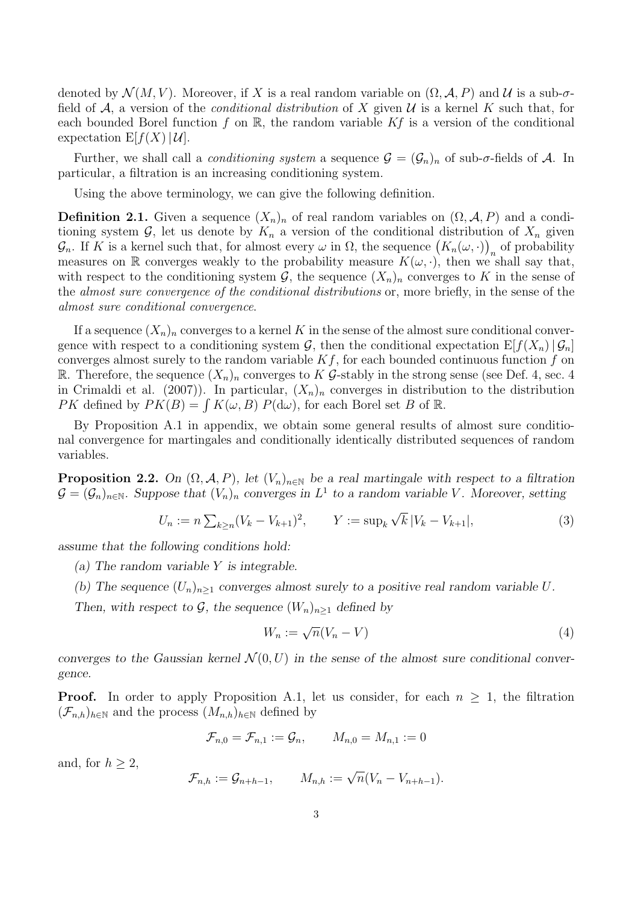denoted by $\mathcal{N}(M, V)$. Moreover, if $X$ is a real random variable on $(\Omega, \mathcal{A}, P)$ and $\mathcal{U}$ is a sub-$\sigma$-field of $\mathcal{A}$, a version of the *conditional distribution* of $X$ given $\mathcal{U}$ is a kernel $K$ such that, for each bounded Borel function $f$ on $\mathbb{R}$, the random variable $Kf$ is a version of the conditional expectation $\mathrm{E}[f(X) \,|\, \mathcal{U}]$.

Further, we shall call a *conditioning system* a sequence $\mathcal{G} = (\mathcal{G}_n)_n$ of sub-$\sigma$-fields of $\mathcal{A}$. In particular, a filtration is an increasing conditioning system.

Using the above terminology, we can give the following definition.

**Definition 2.1.** *Given a sequence $(X_n)_n$ of real random variables on $(\Omega, \mathcal{A}, P)$ and a conditioning system $\mathcal{G}$, let us denote by $K_n$ a version of the conditional distribution of $X_n$ given $\mathcal{G}_n$. If $K$ is a kernel such that, for almost every $\omega$ in $\Omega$, the sequence $\big(K_n(\omega, \cdot)\big)_n$ of probability measures on $\mathbb{R}$ converges weakly to the probability measure $K(\omega, \cdot)$, then we shall say that, with respect to the conditioning system $\mathcal{G}$, the sequence $(X_n)_n$ converges to $K$ in the sense of the almost sure convergence of the conditional distributions or, more briefly, in the sense of the almost sure conditional convergence.*

If a sequence $(X_n)_n$ converges to a kernel $K$ in the sense of the almost sure conditional convergence with respect to a conditioning system $\mathcal{G}$, then the conditional expectation $\mathrm{E}[f(X_n) \,|\, \mathcal{G}_n]$ converges almost surely to the random variable $Kf$, for each bounded continuous function $f$ on $\mathbb{R}$. Therefore, the sequence $(X_n)_n$ converges to $K$ $\mathcal{G}$-stably in the strong sense (see Def. 4, sec. 4 in Crimaldi et al. (2007)). In particular, $(X_n)_n$ converges in distribution to the distribution $PK$ defined by $PK(B) = \int K(\omega, B)\, P(d\omega)$, for each Borel set $B$ of $\mathbb{R}$.

By Proposition A.1 in appendix, we obtain some general results of almost sure conditional convergence for martingales and conditionally identically distributed sequences of random variables.

**Proposition 2.2.** *On $(\Omega, \mathcal{A}, P)$, let $(V_n)_{n \in \mathbb{N}}$ be a real martingale with respect to a filtration $\mathcal{G} = (\mathcal{G}_n)_{n \in \mathbb{N}}$. Suppose that $(V_n)_n$ converges in $L^1$ to a random variable $V$. Moreover, setting*

$$U_n := n \textstyle\sum_{k \geq n} (V_k - V_{k+1})^2, \qquad Y := \sup_k \sqrt{k}\, |V_k - V_{k+1}|, \tag{3}$$

*assume that the following conditions hold:*

*(a) The random variable $Y$ is integrable.*

*(b) The sequence $(U_n)_{n \geq 1}$ converges almost surely to a positive real random variable $U$.*

*Then, with respect to $\mathcal{G}$, the sequence $(W_n)_{n \geq 1}$ defined by*

$$W_n := \sqrt{n}(V_n - V) \tag{4}$$

*converges to the Gaussian kernel $\mathcal{N}(0, U)$ in the sense of the almost sure conditional convergence.*

**Proof.** In order to apply Proposition A.1, let us consider, for each $n \geq 1$, the filtration $(\mathcal{F}_{n,h})_{h \in \mathbb{N}}$ and the process $(M_{n,h})_{h \in \mathbb{N}}$ defined by

$$\mathcal{F}_{n,0} = \mathcal{F}_{n,1} := \mathcal{G}_n, \qquad M_{n,0} = M_{n,1} := 0$$

and, for $h \geq 2$,

$$\mathcal{F}_{n,h} := \mathcal{G}_{n+h-1}, \qquad M_{n,h} := \sqrt{n}(V_n - V_{n+h-1}).$$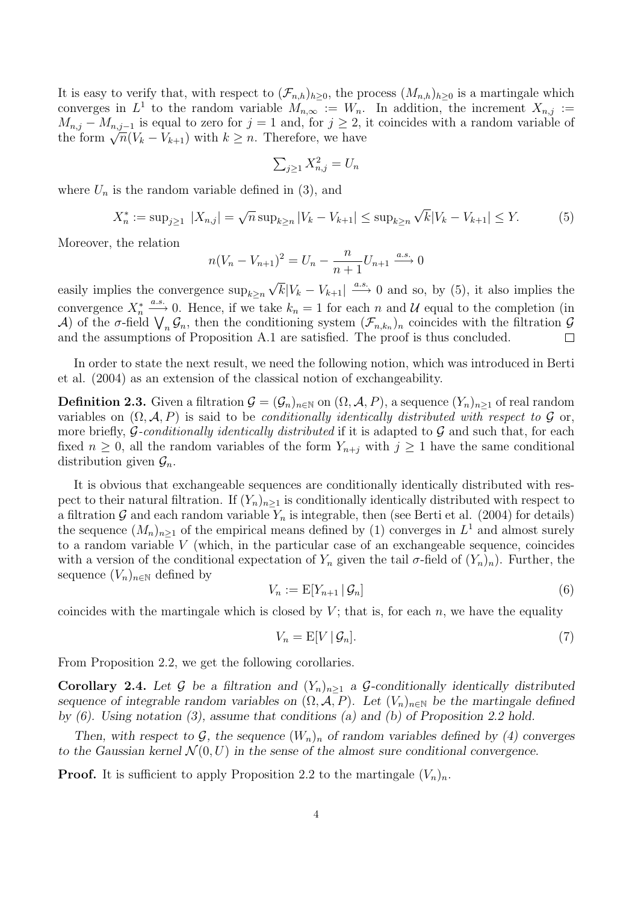It is easy to verify that, with respect to $(\mathcal{F}_{n,h})_{h\geq 0}$, the process $(M_{n,h})_{h\geq 0}$ is a martingale which converges in $L^1$ to the random variable $M_{n,\infty} := W_n$. In addition, the increment $X_{n,j} := M_{n,j} - M_{n,j-1}$ is equal to zero for $j = 1$ and, for $j \geq 2$, it coincides with a random variable of the form $\sqrt{n}(V_k - V_{k+1})$ with $k \geq n$. Therefore, we have

$$\textstyle\sum_{j\geq 1} X_{n,j}^2 = U_n$$

where $U_n$ is the random variable defined in (3), and

$$X_n^* := \textstyle\sup_{j\geq 1}\ |X_{n,j}| = \sqrt{n}\sup_{k\geq n} |V_k - V_{k+1}| \leq \sup_{k\geq n} \sqrt{k}|V_k - V_{k+1}| \leq Y. \tag{5}$$

Moreover, the relation

$$n(V_n - V_{n+1})^2 = U_n - \frac{n}{n+1}U_{n+1} \xrightarrow{a.s.} 0$$

easily implies the convergence $\sup_{k\geq n} \sqrt{k}|V_k - V_{k+1}| \xrightarrow{a.s.} 0$ and so, by (5), it also implies the convergence $X_n^* \xrightarrow{a.s.} 0$. Hence, if we take $k_n = 1$ for each $n$ and $\mathcal{U}$ equal to the completion (in $\mathcal{A}$) of the $\sigma$-field $\bigvee_n \mathcal{G}_n$, then the conditioning system $(\mathcal{F}_{n,k_n})_n$ coincides with the filtration $\mathcal{G}$ and the assumptions of Proposition A.1 are satisfied. The proof is thus concluded. □

In order to state the next result, we need the following notion, which was introduced in Berti et al. (2004) as an extension of the classical notion of exchangeability.

**Definition 2.3.** Given a filtration $\mathcal{G} = (\mathcal{G}_n)_{n\in\mathbb{N}}$ on $(\Omega, \mathcal{A}, P)$, a sequence $(Y_n)_{n\geq 1}$ of real random variables on $(\Omega, \mathcal{A}, P)$ is said to be *conditionally identically distributed with respect to* $\mathcal{G}$ or, more briefly, $\mathcal{G}$*-conditionally identically distributed* if it is adapted to $\mathcal{G}$ and such that, for each fixed $n \geq 0$, all the random variables of the form $Y_{n+j}$ with $j \geq 1$ have the same conditional distribution given $\mathcal{G}_n$.

It is obvious that exchangeable sequences are conditionally identically distributed with respect to their natural filtration. If $(Y_n)_{n\geq 1}$ is conditionally identically distributed with respect to a filtration $\mathcal{G}$ and each random variable $Y_n$ is integrable, then (see Berti et al. (2004) for details) the sequence $(M_n)_{n\geq 1}$ of the empirical means defined by (1) converges in $L^1$ and almost surely to a random variable $V$ (which, in the particular case of an exchangeable sequence, coincides with a version of the conditional expectation of $Y_n$ given the tail $\sigma$-field of $(Y_n)_n$). Further, the sequence $(V_n)_{n\in\mathbb{N}}$ defined by

$$V_n := \mathrm{E}[Y_{n+1} \,|\, \mathcal{G}_n] \tag{6}$$

coincides with the martingale which is closed by $V$; that is, for each $n$, we have the equality

$$V_n = \mathrm{E}[V \,|\, \mathcal{G}_n]. \tag{7}$$

From Proposition 2.2, we get the following corollaries.

**Corollary 2.4.** *Let $\mathcal{G}$ be a filtration and $(Y_n)_{n\geq 1}$ a $\mathcal{G}$-conditionally identically distributed sequence of integrable random variables on $(\Omega, \mathcal{A}, P)$. Let $(V_n)_{n\in\mathbb{N}}$ be the martingale defined by (6). Using notation (3), assume that conditions (a) and (b) of Proposition 2.2 hold.*

*Then, with respect to $\mathcal{G}$, the sequence $(W_n)_n$ of random variables defined by (4) converges to the Gaussian kernel $\mathcal{N}(0, U)$ in the sense of the almost sure conditional convergence.*

**Proof.** It is sufficient to apply Proposition 2.2 to the martingale $(V_n)_n$.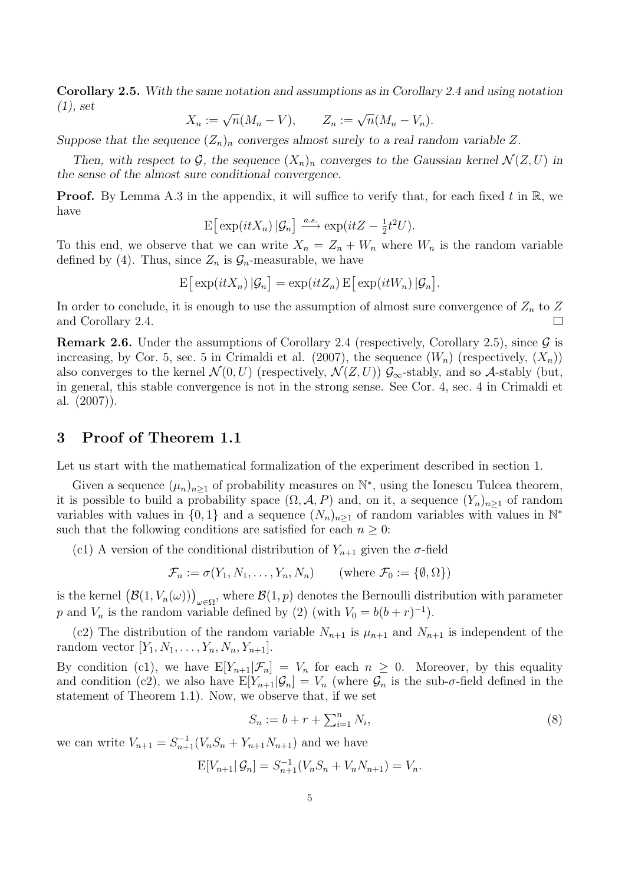**Corollary 2.5.** *With the same notation and assumptions as in Corollary 2.4 and using notation (1), set*

$$X_n := \sqrt{n}(M_n - V), \qquad Z_n := \sqrt{n}(M_n - V_n).$$

*Suppose that the sequence $(Z_n)_n$ converges almost surely to a real random variable $Z$.*

*Then, with respect to $\mathcal{G}$, the sequence $(X_n)_n$ converges to the Gaussian kernel $\mathcal{N}(Z, U)$ in the sense of the almost sure conditional convergence.*

**Proof.** By Lemma A.3 in the appendix, it will suffice to verify that, for each fixed $t$ in $\mathbb{R}$, we have

$$\mathrm{E}\big[\exp(itX_n)\,|\mathcal{G}_n\big] \xrightarrow{a.s.} \exp(itZ - \tfrac{1}{2}t^2 U).$$

To this end, we observe that we can write $X_n = Z_n + W_n$ where $W_n$ is the random variable defined by (4). Thus, since $Z_n$ is $\mathcal{G}_n$-measurable, we have

$$\mathrm{E}\big[\exp(itX_n)\,|\mathcal{G}_n\big] = \exp(itZ_n)\,\mathrm{E}\big[\exp(itW_n)\,|\mathcal{G}_n\big].$$

In order to conclude, it is enough to use the assumption of almost sure convergence of $Z_n$ to $Z$ and Corollary 2.4. $\square$

**Remark 2.6.** Under the assumptions of Corollary 2.4 (respectively, Corollary 2.5), since $\mathcal{G}$ is increasing, by Cor. 5, sec. 5 in Crimaldi et al. (2007), the sequence $(W_n)$ (respectively, $(X_n)$) also converges to the kernel $\mathcal{N}(0, U)$ (respectively, $\mathcal{N}(Z, U)$) $\mathcal{G}_\infty$-stably, and so $\mathcal{A}$-stably (but, in general, this stable convergence is not in the strong sense. See Cor. 4, sec. 4 in Crimaldi et al. (2007)).

## 3 Proof of Theorem 1.1

Let us start with the mathematical formalization of the experiment described in section 1.

Given a sequence $(\mu_n)_{n\geq 1}$ of probability measures on $\mathbb{N}^*$, using the Ionescu Tulcea theorem, it is possible to build a probability space $(\Omega, \mathcal{A}, P)$ and, on it, a sequence $(Y_n)_{n\geq 1}$ of random variables with values in $\{0, 1\}$ and a sequence $(N_n)_{n\geq 1}$ of random variables with values in $\mathbb{N}^*$ such that the following conditions are satisfied for each $n \geq 0$:

(c1) A version of the conditional distribution of $Y_{n+1}$ given the $\sigma$-field

$$\mathcal{F}_n := \sigma(Y_1, N_1, \ldots, Y_n, N_n) \qquad (\text{where } \mathcal{F}_0 := \{\emptyset, \Omega\})$$

is the kernel $\big(\mathcal{B}(1, V_n(\omega))\big)_{\omega\in\Omega}$, where $\mathcal{B}(1, p)$ denotes the Bernoulli distribution with parameter $p$ and $V_n$ is the random variable defined by (2) (with $V_0 = b(b + r)^{-1}$).

(c2) The distribution of the random variable $N_{n+1}$ is $\mu_{n+1}$ and $N_{n+1}$ is independent of the random vector $[Y_1, N_1, \ldots, Y_n, N_n, Y_{n+1}]$.

By condition (c1), we have $\mathrm{E}[Y_{n+1}|\mathcal{F}_n] = V_n$ for each $n \geq 0$. Moreover, by this equality and condition (c2), we also have $\mathrm{E}[Y_{n+1}|\mathcal{G}_n] = V_n$ (where $\mathcal{G}_n$ is the sub-$\sigma$-field defined in the statement of Theorem 1.1). Now, we observe that, if we set

$$S_n := b + r + \textstyle\sum_{i=1}^n N_i, \tag{8}$$

we can write $V_{n+1} = S_{n+1}^{-1}(V_n S_n + Y_{n+1}N_{n+1})$ and we have

$$\mathrm{E}[V_{n+1}|\,\mathcal{G}_n] = S_{n+1}^{-1}(V_n S_n + V_n N_{n+1}) = V_n.$$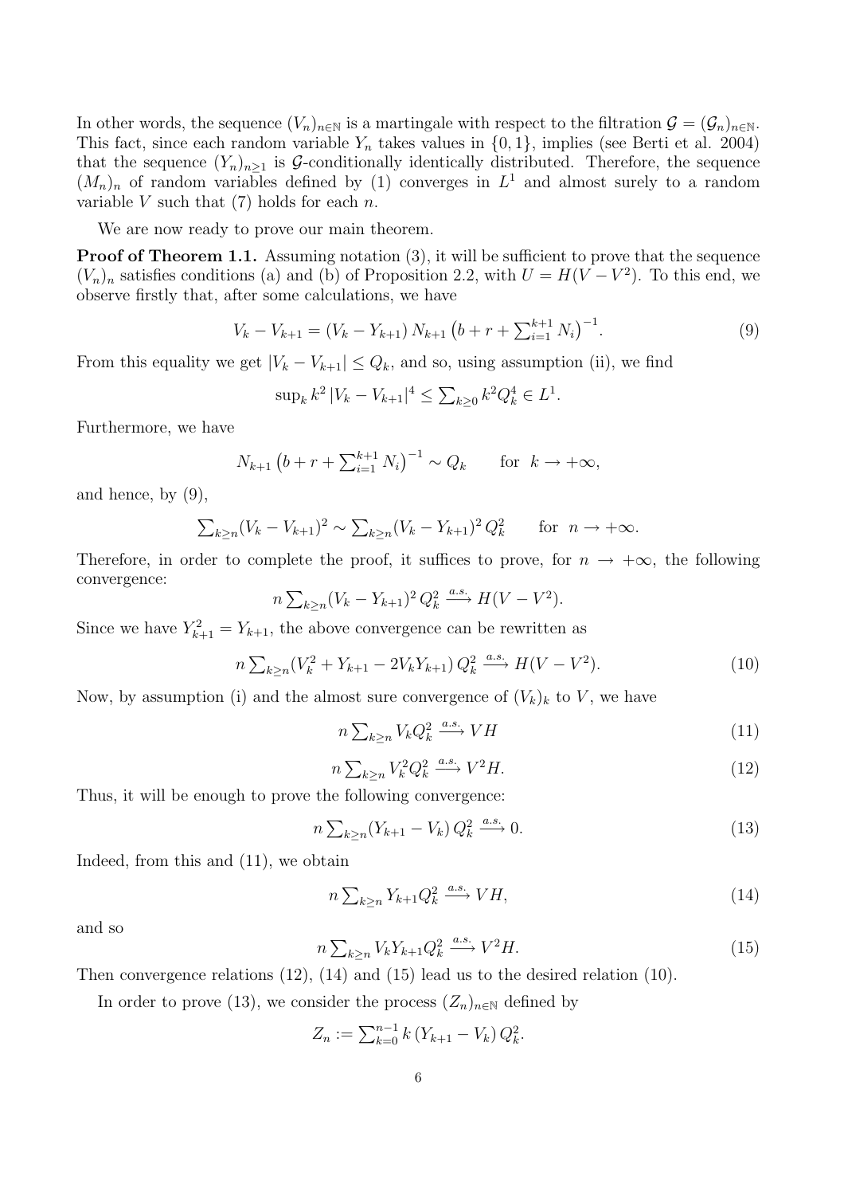In other words, the sequence $(V_n)_{n\in\mathbb{N}}$ is a martingale with respect to the filtration $\mathcal{G} = (\mathcal{G}_n)_{n\in\mathbb{N}}$. This fact, since each random variable $Y_n$ takes values in $\{0, 1\}$, implies (see Berti et al. 2004) that the sequence $(Y_n)_{n\geq 1}$ is $\mathcal{G}$-conditionally identically distributed. Therefore, the sequence $(M_n)_n$ of random variables defined by (1) converges in $L^1$ and almost surely to a random variable $V$ such that (7) holds for each $n$.

We are now ready to prove our main theorem.

**Proof of Theorem 1.1.** Assuming notation (3), it will be sufficient to prove that the sequence $(V_n)_n$ satisfies conditions (a) and (b) of Proposition 2.2, with $U = H(V - V^2)$. To this end, we observe firstly that, after some calculations, we have

$$V_k - V_{k+1} = (V_k - Y_{k+1})\, N_{k+1} \left(b + r + \textstyle\sum_{i=1}^{k+1} N_i\right)^{-1}. \tag{9}$$

From this equality we get $|V_k - V_{k+1}| \leq Q_k$, and so, using assumption (ii), we find

$$\textstyle\sup_k k^2\, |V_k - V_{k+1}|^4 \leq \sum_{k\geq 0} k^2 Q_k^4 \in L^1.$$

Furthermore, we have

$$N_{k+1} \left(b + r + \textstyle\sum_{i=1}^{k+1} N_i\right)^{-1} \sim Q_k \qquad \text{for} \ \ k \to +\infty,$$

and hence, by (9),

$$\textstyle\sum_{k\geq n}(V_k - V_{k+1})^2 \sim \sum_{k\geq n}(V_k - Y_{k+1})^2\, Q_k^2 \qquad \text{for} \ \ n \to +\infty.$$

Therefore, in order to complete the proof, it suffices to prove, for $n \to +\infty$, the following convergence:

$$n \textstyle\sum_{k\geq n}(V_k - Y_{k+1})^2\, Q_k^2 \xrightarrow{a.s.} H(V - V^2).$$

Since we have $Y_{k+1}^2 = Y_{k+1}$, the above convergence can be rewritten as

$$n \textstyle\sum_{k\geq n}(V_k^2 + Y_{k+1} - 2V_k Y_{k+1})\, Q_k^2 \xrightarrow{a.s.} H(V - V^2). \tag{10}$$

Now, by assumption (i) and the almost sure convergence of $(V_k)_k$ to $V$, we have

$$n \textstyle\sum_{k\geq n} V_k Q_k^2 \xrightarrow{a.s.} VH \tag{11}$$

$$n \textstyle\sum_{k\geq n} V_k^2 Q_k^2 \xrightarrow{a.s.} V^2 H. \tag{12}$$

Thus, it will be enough to prove the following convergence:

$$n \textstyle\sum_{k\geq n}(Y_{k+1} - V_k)\, Q_k^2 \xrightarrow{a.s.} 0. \tag{13}$$

Indeed, from this and (11), we obtain

$$n \textstyle\sum_{k\geq n} Y_{k+1} Q_k^2 \xrightarrow{a.s.} VH, \tag{14}$$

and so

$$n \textstyle\sum_{k\geq n} V_k Y_{k+1} Q_k^2 \xrightarrow{a.s.} V^2 H. \tag{15}$$

Then convergence relations (12), (14) and (15) lead us to the desired relation (10).

In order to prove (13), we consider the process $(Z_n)_{n\in\mathbb{N}}$ defined by

$$Z_n := \textstyle\sum_{k=0}^{n-1} k\, (Y_{k+1} - V_k)\, Q_k^2.$$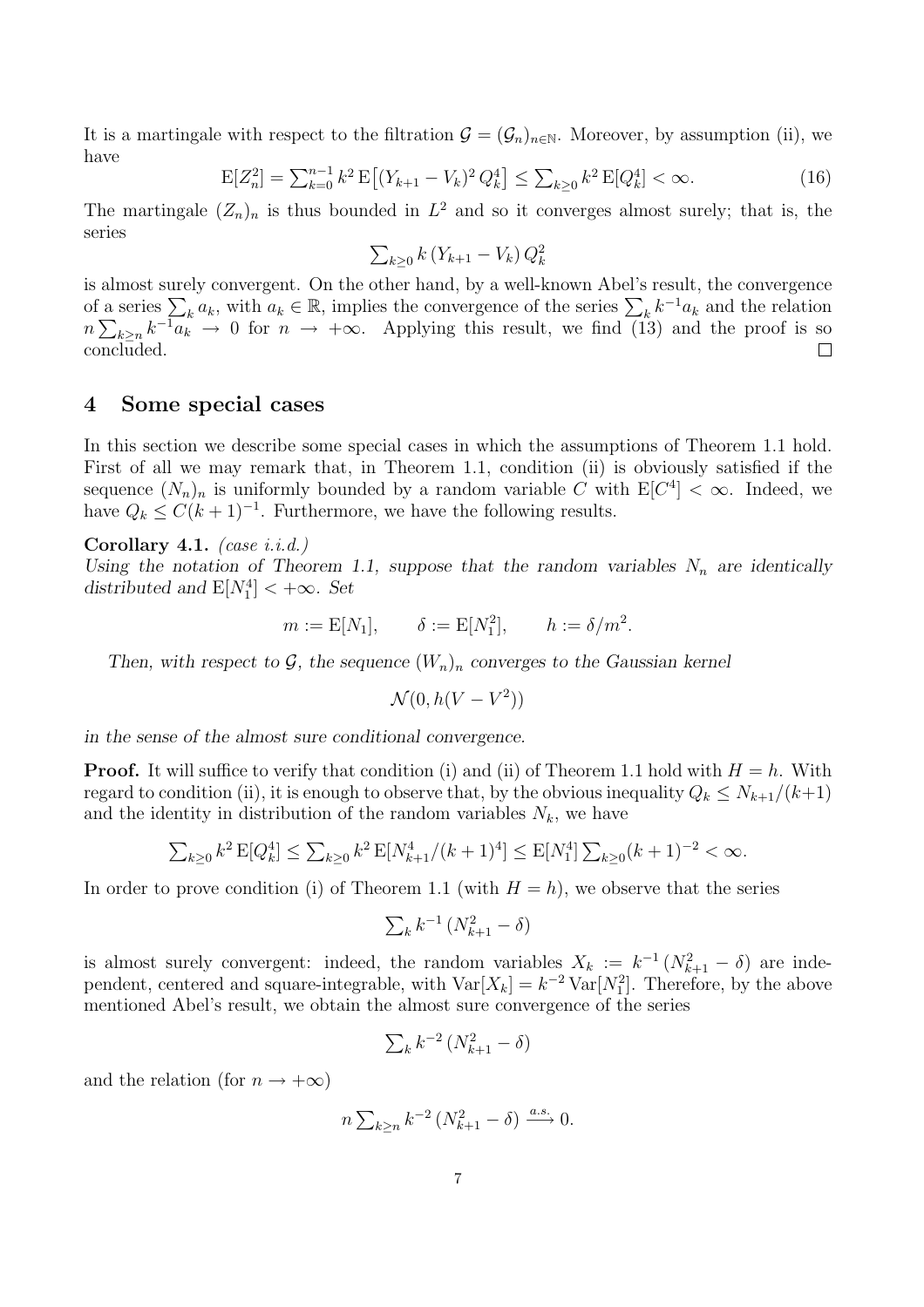It is a martingale with respect to the filtration $\mathcal{G} = (\mathcal{G}_n)_{n\in\mathbb{N}}$. Moreover, by assumption (ii), we have

$$\mathrm{E}[Z_n^2] = \sum_{k=0}^{n-1} k^2\, \mathrm{E}\big[(Y_{k+1} - V_k)^2\, Q_k^4\big] \le \sum_{k\ge 0} k^2\, \mathrm{E}[Q_k^4] < \infty. \tag{16}$$

The martingale $(Z_n)_n$ is thus bounded in $L^2$ and so it converges almost surely; that is, the series

$$\sum_{k\ge 0} k\, (Y_{k+1} - V_k)\, Q_k^2$$

is almost surely convergent. On the other hand, by a well-known Abel's result, the convergence of a series $\sum_k a_k$, with $a_k \in \mathbb{R}$, implies the convergence of the series $\sum_k k^{-1} a_k$ and the relation $n \sum_{k\ge n} k^{-1} a_k \to 0$ for $n \to +\infty$. Applying this result, we find (13) and the proof is so concluded. □

## 4 Some special cases

In this section we describe some special cases in which the assumptions of Theorem 1.1 hold. First of all we may remark that, in Theorem 1.1, condition (ii) is obviously satisfied if the sequence $(N_n)_n$ is uniformly bounded by a random variable $C$ with $\mathrm{E}[C^4] < \infty$. Indeed, we have $Q_k \le C(k+1)^{-1}$. Furthermore, we have the following results.

**Corollary 4.1.** *(case i.i.d.)*
*Using the notation of Theorem 1.1, suppose that the random variables $N_n$ are identically distributed and $\mathrm{E}[N_1^4] < +\infty$. Set*

$$m := \mathrm{E}[N_1], \qquad \delta := \mathrm{E}[N_1^2], \qquad h := \delta/m^2.$$

*Then, with respect to $\mathcal{G}$, the sequence $(W_n)_n$ converges to the Gaussian kernel*

$$\mathcal{N}(0, h(V - V^2))$$

*in the sense of the almost sure conditional convergence.*

**Proof.** It will suffice to verify that condition (i) and (ii) of Theorem 1.1 hold with $H = h$. With regard to condition (ii), it is enough to observe that, by the obvious inequality $Q_k \le N_{k+1}/(k+1)$ and the identity in distribution of the random variables $N_k$, we have

$$\sum_{k\ge 0} k^2\, \mathrm{E}[Q_k^4] \le \sum_{k\ge 0} k^2\, \mathrm{E}[N_{k+1}^4/(k+1)^4] \le \mathrm{E}[N_1^4] \sum_{k\ge 0} (k+1)^{-2} < \infty.$$

In order to prove condition (i) of Theorem 1.1 (with $H = h$), we observe that the series

$$\sum_k k^{-1}\, (N_{k+1}^2 - \delta)$$

is almost surely convergent: indeed, the random variables $X_k := k^{-1}\, (N_{k+1}^2 - \delta)$ are independent, centered and square-integrable, with $\mathrm{Var}[X_k] = k^{-2}\, \mathrm{Var}[N_1^2]$. Therefore, by the above mentioned Abel's result, we obtain the almost sure convergence of the series

$$\sum_k k^{-2}\, (N_{k+1}^2 - \delta)$$

and the relation (for $n \to +\infty$)

$$n \sum_{k\ge n} k^{-2}\, (N_{k+1}^2 - \delta) \xrightarrow{a.s.} 0.$$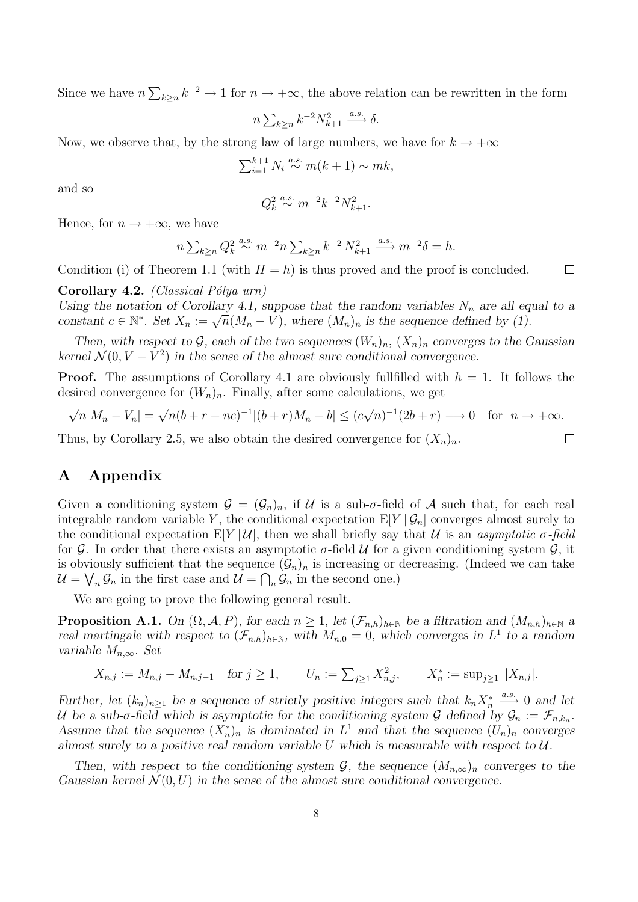Since we have $n\sum_{k\geq n} k^{-2} \to 1$ for $n \to +\infty$, the above relation can be rewritten in the form

$$n\sum_{k\geq n} k^{-2} N_{k+1}^2 \xrightarrow{a.s.} \delta.$$

Now, we observe that, by the strong law of large numbers, we have for $k \to +\infty$

$$\sum_{i=1}^{k+1} N_i \overset{a.s.}{\sim} m(k+1) \sim mk,$$

and so

$$Q_k^2 \overset{a.s.}{\sim} m^{-2}k^{-2}N_{k+1}^2.$$

Hence, for $n \to +\infty$, we have

$$n\sum_{k\geq n} Q_k^2 \overset{a.s.}{\sim} m^{-2} n \sum_{k\geq n} k^{-2}\, N_{k+1}^2 \xrightarrow{a.s.} m^{-2}\delta = h.$$

Condition (i) of Theorem 1.1 (with $H = h$) is thus proved and the proof is concluded. □

**Corollary 4.2.** *(Classical Pólya urn)*
*Using the notation of Corollary 4.1, suppose that the random variables $N_n$ are all equal to a constant $c \in \mathbb{N}^*$. Set $X_n := \sqrt{n}(M_n - V)$, where $(M_n)_n$ is the sequence defined by (1).*

*Then, with respect to $\mathcal{G}$, each of the two sequences $(W_n)_n$, $(X_n)_n$ converges to the Gaussian kernel $\mathcal{N}(0, V - V^2)$ in the sense of the almost sure conditional convergence.*

**Proof.** The assumptions of Corollary 4.1 are obviously fullfilled with $h = 1$. It follows the desired convergence for $(W_n)_n$. Finally, after some calculations, we get

$$\sqrt{n}|M_n - V_n| = \sqrt{n}(b + r + nc)^{-1}|(b + r)M_n - b| \leq (c\sqrt{n})^{-1}(2b + r) \longrightarrow 0 \quad \text{for} \;\; n \to +\infty.$$

Thus, by Corollary 2.5, we also obtain the desired convergence for $(X_n)_n$. □

## A Appendix

Given a conditioning system $\mathcal{G} = (\mathcal{G}_n)_n$, if $\mathcal{U}$ is a sub-$\sigma$-field of $\mathcal{A}$ such that, for each real integrable random variable $Y$, the conditional expectation $\mathrm{E}[Y \,|\, \mathcal{G}_n]$ converges almost surely to the conditional expectation $\mathrm{E}[Y \,|\, \mathcal{U}]$, then we shall briefly say that $\mathcal{U}$ is an *asymptotic $\sigma$-field* for $\mathcal{G}$. In order that there exists an asymptotic $\sigma$-field $\mathcal{U}$ for a given conditioning system $\mathcal{G}$, it is obviously sufficient that the sequence $(\mathcal{G}_n)_n$ is increasing or decreasing. (Indeed we can take $\mathcal{U} = \bigvee_n \mathcal{G}_n$ in the first case and $\mathcal{U} = \bigcap_n \mathcal{G}_n$ in the second one.)

We are going to prove the following general result.

**Proposition A.1.** *On $(\Omega, \mathcal{A}, P)$, for each $n \geq 1$, let $(\mathcal{F}_{n,h})_{h\in\mathbb{N}}$ be a filtration and $(M_{n,h})_{h\in\mathbb{N}}$ a real martingale with respect to $(\mathcal{F}_{n,h})_{h\in\mathbb{N}}$, with $M_{n,0} = 0$, which converges in $L^1$ to a random variable $M_{n,\infty}$. Set*

$$X_{n,j} := M_{n,j} - M_{n,j-1} \quad \text{for } j \geq 1, \qquad U_n := \textstyle\sum_{j\geq 1} X_{n,j}^2, \qquad X_n^* := \sup_{j\geq 1}\, |X_{n,j}|.$$

*Further, let $(k_n)_{n\geq 1}$ be a sequence of strictly positive integers such that $k_n X_n^* \xrightarrow{a.s.} 0$ and let $\mathcal{U}$ be a sub-$\sigma$-field which is asymptotic for the conditioning system $\mathcal{G}$ defined by $\mathcal{G}_n := \mathcal{F}_{n,k_n}$. Assume that the sequence $(X_n^*)_n$ is dominated in $L^1$ and that the sequence $(U_n)_n$ converges almost surely to a positive real random variable $U$ which is measurable with respect to $\mathcal{U}$.*

*Then, with respect to the conditioning system $\mathcal{G}$, the sequence $(M_{n,\infty})_n$ converges to the Gaussian kernel $\mathcal{N}(0, U)$ in the sense of the almost sure conditional convergence.*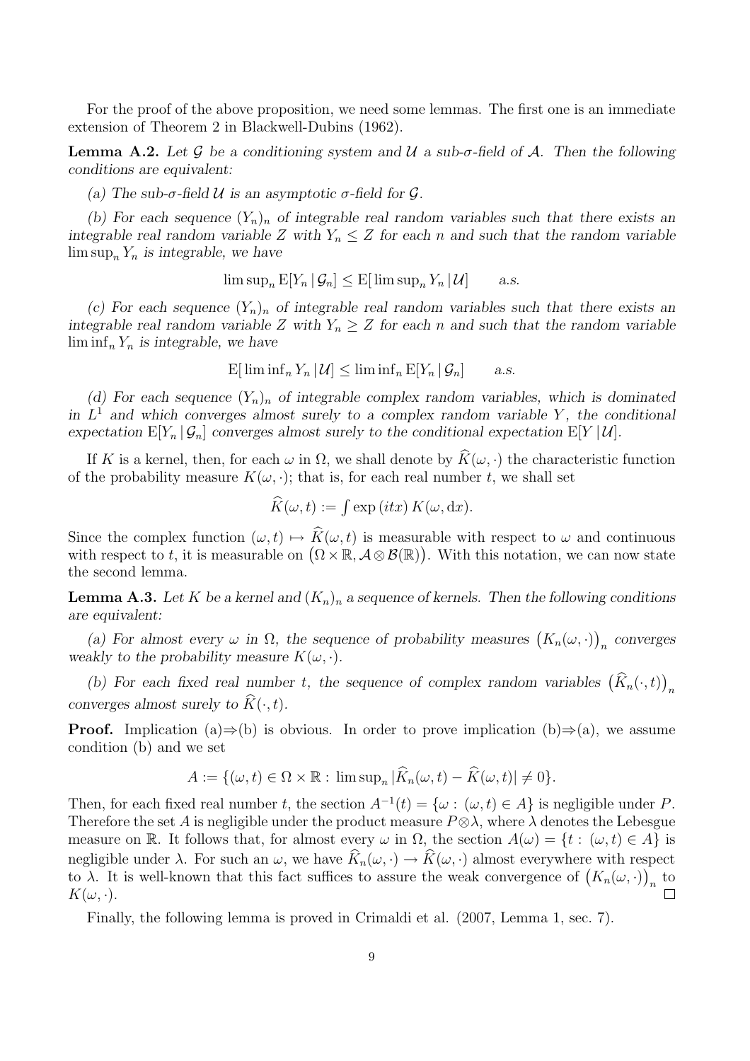For the proof of the above proposition, we need some lemmas. The first one is an immediate extension of Theorem 2 in Blackwell-Dubins (1962).

**Lemma A.2.** *Let $\mathcal{G}$ be a conditioning system and $\mathcal{U}$ a sub-σ-field of $\mathcal{A}$. Then the following conditions are equivalent:*

*(a) The sub-σ-field $\mathcal{U}$ is an asymptotic σ-field for $\mathcal{G}$.*

*(b) For each sequence $(Y_n)_n$ of integrable real random variables such that there exists an integrable real random variable $Z$ with $Y_n \leq Z$ for each $n$ and such that the random variable $\limsup_n Y_n$ is integrable, we have*

$$\limsup_n \mathrm{E}[Y_n \,|\, \mathcal{G}_n] \leq \mathrm{E}[\limsup_n Y_n \,|\, \mathcal{U}] \qquad \text{a.s.}$$

*(c) For each sequence $(Y_n)_n$ of integrable real random variables such that there exists an integrable real random variable $Z$ with $Y_n \geq Z$ for each $n$ and such that the random variable $\liminf_n Y_n$ is integrable, we have*

$$\mathrm{E}[\liminf_n Y_n \,|\, \mathcal{U}] \leq \liminf_n \mathrm{E}[Y_n \,|\, \mathcal{G}_n] \qquad \text{a.s.}$$

*(d) For each sequence $(Y_n)_n$ of integrable complex random variables, which is dominated in $L^1$ and which converges almost surely to a complex random variable $Y$, the conditional expectation $\mathrm{E}[Y_n \,|\, \mathcal{G}_n]$ converges almost surely to the conditional expectation $\mathrm{E}[Y \,|\, \mathcal{U}]$.*

If $K$ is a kernel, then, for each $\omega$ in $\Omega$, we shall denote by $\widehat{K}(\omega, \cdot)$ the characteristic function of the probability measure $K(\omega, \cdot)$; that is, for each real number $t$, we shall set

$$\widehat{K}(\omega, t) := \int \exp{(itx)}\, K(\omega, \mathrm{d}x).$$

Since the complex function $(\omega, t) \mapsto \widehat{K}(\omega, t)$ is measurable with respect to $\omega$ and continuous with respect to $t$, it is measurable on $\big(\Omega \times \mathbb{R}, \mathcal{A} \otimes \mathcal{B}(\mathbb{R})\big)$. With this notation, we can now state the second lemma.

**Lemma A.3.** *Let $K$ be a kernel and $(K_n)_n$ a sequence of kernels. Then the following conditions are equivalent:*

*(a) For almost every $\omega$ in $\Omega$, the sequence of probability measures $\big(K_n(\omega, \cdot)\big)_n$ converges weakly to the probability measure $K(\omega, \cdot)$.*

*(b) For each fixed real number $t$, the sequence of complex random variables $\big(\widehat{K}_n(\cdot, t)\big)_n$ converges almost surely to $\widehat{K}(\cdot, t)$.*

**Proof.** Implication (a)⇒(b) is obvious. In order to prove implication (b)⇒(a), we assume condition (b) and we set

$$A := \{(\omega, t) \in \Omega \times \mathbb{R} : \limsup_n |\widehat{K}_n(\omega, t) - \widehat{K}(\omega, t)| \neq 0\}.$$

Then, for each fixed real number $t$, the section $A^{-1}(t) = \{\omega : (\omega, t) \in A\}$ is negligible under $P$. Therefore the set $A$ is negligible under the product measure $P \otimes \lambda$, where $\lambda$ denotes the Lebesgue measure on $\mathbb{R}$. It follows that, for almost every $\omega$ in $\Omega$, the section $A(\omega) = \{t : (\omega, t) \in A\}$ is negligible under $\lambda$. For such an $\omega$, we have $\widehat{K}_n(\omega, \cdot) \to \widehat{K}(\omega, \cdot)$ almost everywhere with respect to $\lambda$. It is well-known that this fact suffices to assure the weak convergence of $\big(K_n(\omega, \cdot)\big)_n$ to $K(\omega, \cdot)$. □

Finally, the following lemma is proved in Crimaldi et al. (2007, Lemma 1, sec. 7).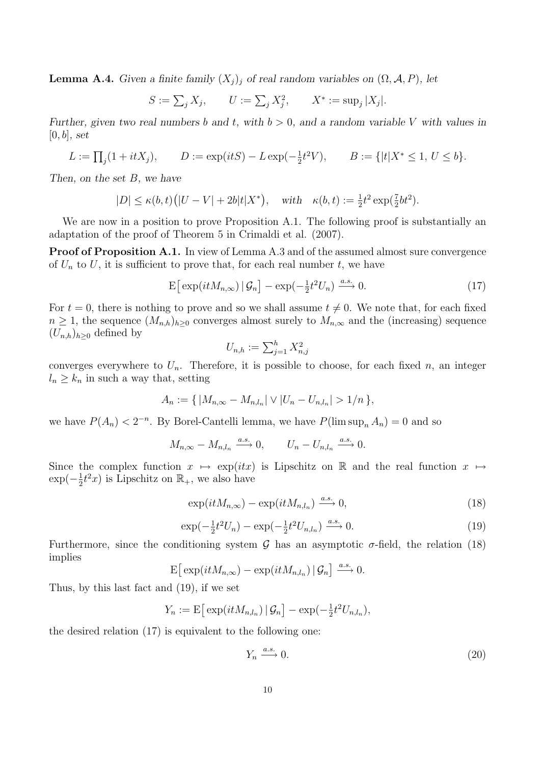**Lemma A.4.** *Given a finite family $(X_j)_j$ of real random variables on $(\Omega, \mathcal{A}, P)$, let*

$$S := \sum_j X_j, \qquad U := \sum_j X_j^2, \qquad X^* := \sup_j |X_j|.$$

*Further, given two real numbers $b$ and $t$, with $b > 0$, and a random variable $V$ with values in $[0, b]$, set*

$$L := \prod_j (1 + itX_j), \qquad D := \exp(itS) - L\exp(-\tfrac{1}{2}t^2 V), \qquad B := \{|t|X^* \leq 1,\, U \leq b\}.$$

*Then, on the set $B$, we have*

$$|D| \leq \kappa(b,t)\big(|U - V| + 2b|t|X^*\big), \quad \textit{with} \quad \kappa(b,t) := \tfrac{1}{2}t^2\exp(\tfrac{7}{2}bt^2).$$

We are now in a position to prove Proposition A.1. The following proof is substantially an adaptation of the proof of Theorem 5 in Crimaldi et al. (2007).

**Proof of Proposition A.1.** In view of Lemma A.3 and of the assumed almost sure convergence of $U_n$ to $U$, it is sufficient to prove that, for each real number $t$, we have

$$\mathrm{E}\big[\exp(itM_{n,\infty}) \,|\, \mathcal{G}_n\big] - \exp(-\tfrac{1}{2}t^2 U_n) \xrightarrow{a.s.} 0. \tag{17}$$

For $t = 0$, there is nothing to prove and so we shall assume $t \neq 0$. We note that, for each fixed $n \geq 1$, the sequence $(M_{n,h})_{h\geq 0}$ converges almost surely to $M_{n,\infty}$ and the (increasing) sequence $(U_{n,h})_{h\geq 0}$ defined by

$$U_{n,h} := \sum_{j=1}^h X_{n,j}^2$$

converges everywhere to $U_n$. Therefore, it is possible to choose, for each fixed $n$, an integer $l_n \geq k_n$ in such a way that, setting

$$A_n := \{\, |M_{n,\infty} - M_{n,l_n}| \vee |U_n - U_{n,l_n}| > 1/n \,\},$$

we have $P(A_n) < 2^{-n}$. By Borel-Cantelli lemma, we have $P(\limsup_n A_n) = 0$ and so

$$M_{n,\infty} - M_{n,l_n} \xrightarrow{a.s.} 0, \qquad U_n - U_{n,l_n} \xrightarrow{a.s.} 0.$$

Since the complex function $x \mapsto \exp(itx)$ is Lipschitz on $\mathbb{R}$ and the real function $x \mapsto \exp(-\frac{1}{2}t^2 x)$ is Lipschitz on $\mathbb{R}_+$, we also have

$$\exp(itM_{n,\infty}) - \exp(itM_{n,l_n}) \xrightarrow{a.s.} 0, \tag{18}$$

$$\exp(-\tfrac{1}{2}t^2 U_n) - \exp(-\tfrac{1}{2}t^2 U_{n,l_n}) \xrightarrow{a.s.} 0. \tag{19}$$

Furthermore, since the conditioning system $\mathcal{G}$ has an asymptotic $\sigma$-field, the relation (18) implies

$$\mathrm{E}\big[\exp(itM_{n,\infty}) - \exp(itM_{n,l_n}) \,|\, \mathcal{G}_n\big] \xrightarrow{a.s.} 0.$$

Thus, by this last fact and (19), if we set

$$Y_n := \mathrm{E}\big[\exp(itM_{n,l_n}) \,|\, \mathcal{G}_n\big] - \exp(-\tfrac{1}{2}t^2 U_{n,l_n}),$$

the desired relation (17) is equivalent to the following one:

$$Y_n \xrightarrow{a.s.} 0. \tag{20}$$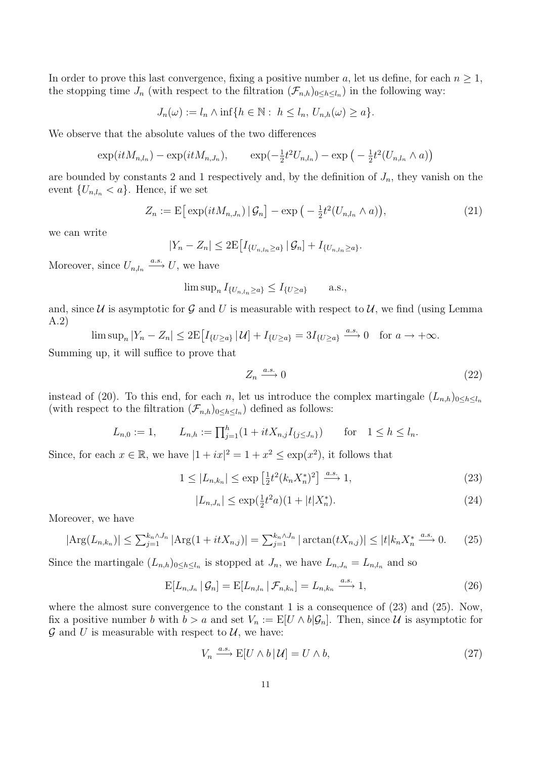In order to prove this last convergence, fixing a positive number $a$, let us define, for each $n \geq 1$, the stopping time $J_n$ (with respect to the filtration $(\mathcal{F}_{n,h})_{0 \leq h \leq l_n}$) in the following way:

$$J_n(\omega) := l_n \wedge \inf\{h \in \mathbb{N} : \ h \leq l_n, \, U_{n,h}(\omega) \geq a\}.$$

We observe that the absolute values of the two differences

$$\exp(itM_{n,l_n}) - \exp(itM_{n,J_n}), \qquad \exp(-\tfrac{1}{2}t^2 U_{n,l_n}) - \exp\big(-\tfrac{1}{2}t^2(U_{n,l_n} \wedge a)\big)$$

are bounded by constants 2 and 1 respectively and, by the definition of $J_n$, they vanish on the event $\{U_{n,l_n} < a\}$. Hence, if we set

$$Z_n := \mathrm{E}\big[\exp(itM_{n,J_n}) \,|\, \mathcal{G}_n\big] - \exp\big(-\tfrac{1}{2}t^2(U_{n,l_n} \wedge a)\big), \tag{21}$$

we can write

$$|Y_n - Z_n| \leq 2\mathrm{E}\big[I_{\{U_{n,l_n} \geq a\}} \,|\, \mathcal{G}_n\big] + I_{\{U_{n,l_n} \geq a\}}.$$

Moreover, since $U_{n,l_n} \xrightarrow{a.s.} U$, we have

$$\limsup_n I_{\{U_{n,l_n} \geq a\}} \leq I_{\{U \geq a\}} \qquad \text{a.s.},$$

and, since $\mathcal{U}$ is asymptotic for $\mathcal{G}$ and $U$ is measurable with respect to $\mathcal{U}$, we find (using Lemma A.2)

$$\limsup_n |Y_n - Z_n| \leq 2\mathrm{E}\big[I_{\{U \geq a\}} \,|\, \mathcal{U}\big] + I_{\{U \geq a\}} = 3I_{\{U \geq a\}} \xrightarrow{a.s.} 0 \quad \text{for } a \to +\infty.$$

Summing up, it will suffice to prove that

$$Z_n \xrightarrow{a.s.} 0 \tag{22}$$

instead of (20). To this end, for each $n$, let us introduce the complex martingale $(L_{n,h})_{0 \leq h \leq l_n}$ (with respect to the filtration $(\mathcal{F}_{n,h})_{0 \leq h \leq l_n}$) defined as follows:

$$L_{n,0} := 1, \qquad L_{n,h} := \textstyle\prod_{j=1}^{h}(1 + itX_{n,j}I_{\{j \leq J_n\}}) \qquad \text{for} \quad 1 \leq h \leq l_n.$$

Since, for each $x \in \mathbb{R}$, we have $|1 + ix|^2 = 1 + x^2 \leq \exp(x^2)$, it follows that

$$1 \leq |L_{n,k_n}| \leq \exp\big[\tfrac{1}{2}t^2(k_nX_n^*)^2\big] \xrightarrow{a.s.} 1, \tag{23}$$

$$|L_{n,J_n}| \leq \exp(\tfrac{1}{2}t^2 a)(1 + |t|X_n^*). \tag{24}$$

Moreover, we have

$$|\mathrm{Arg}(L_{n,k_n})| \leq \textstyle\sum_{j=1}^{k_n \wedge J_n} |\mathrm{Arg}(1 + itX_{n,j})| = \sum_{j=1}^{k_n \wedge J_n} |\arctan(tX_{n,j})| \leq |t|k_nX_n^* \xrightarrow{a.s.} 0. \tag{25}$$

Since the martingale $(L_{n,h})_{0 \leq h \leq l_n}$ is stopped at $J_n$, we have $L_{n,J_n} = L_{n,l_n}$ and so

$$\mathrm{E}[L_{n,J_n} \,|\, \mathcal{G}_n] = \mathrm{E}[L_{n,l_n} \,|\, \mathcal{F}_{n,k_n}] = L_{n,k_n} \xrightarrow{a.s.} 1, \tag{26}$$

where the almost sure convergence to the constant 1 is a consequence of (23) and (25). Now, fix a positive number $b$ with $b > a$ and set $V_n := \mathrm{E}[U \wedge b | \mathcal{G}_n]$. Then, since $\mathcal{U}$ is asymptotic for $\mathcal{G}$ and $U$ is measurable with respect to $\mathcal{U}$, we have:

$$V_n \xrightarrow{a.s.} \mathrm{E}[U \wedge b \,|\, \mathcal{U}] = U \wedge b, \tag{27}$$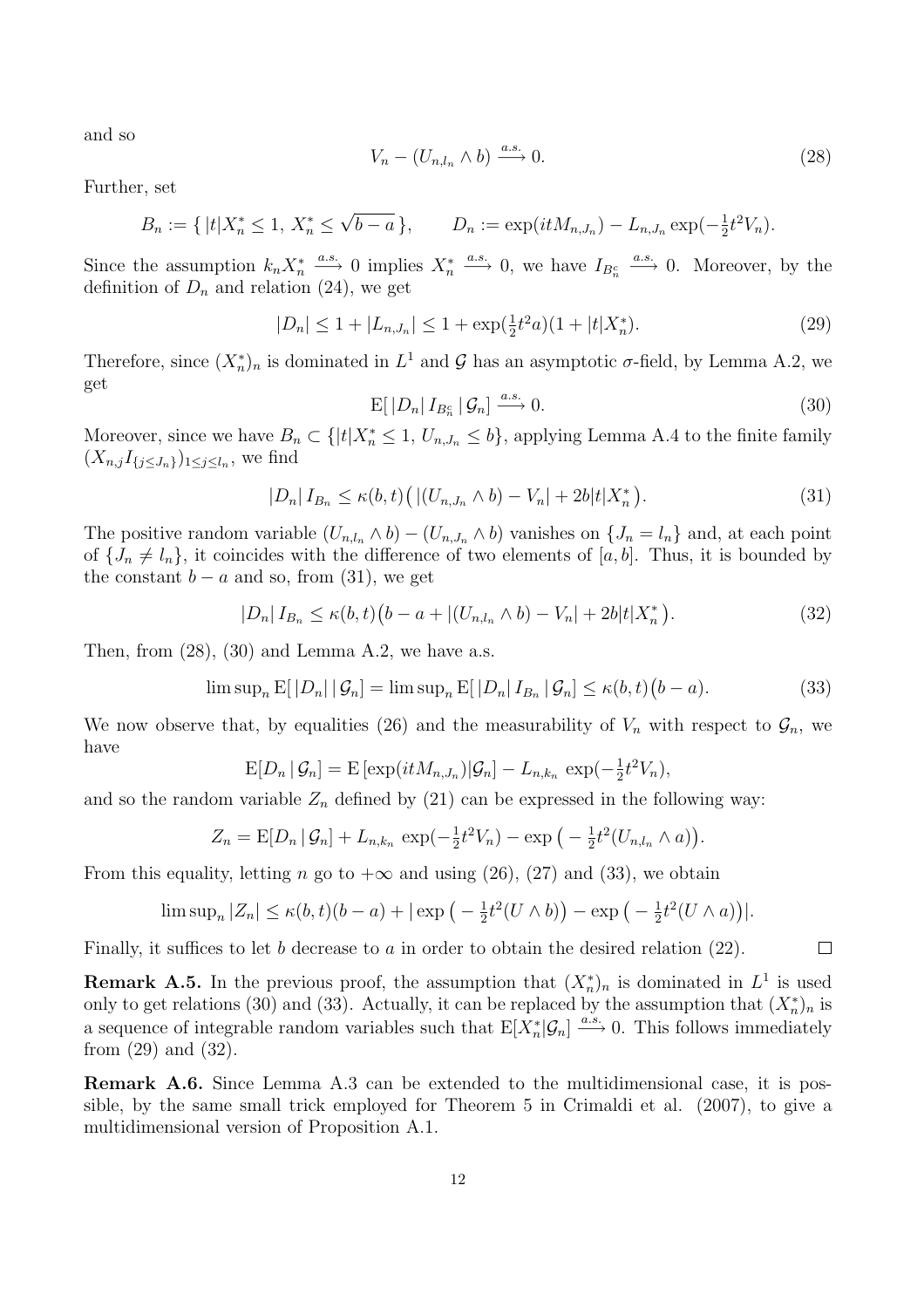and so

$$V_n - (U_{n,l_n} \wedge b) \xrightarrow{a.s.} 0. \tag{28}$$

Further, set

$$B_n := \{ |t|X_n^* \leq 1,\ X_n^* \leq \sqrt{b-a}\,\}, \qquad D_n := \exp(itM_{n,J_n}) - L_{n,J_n}\exp(-\tfrac{1}{2}t^2 V_n).$$

Since the assumption $k_n X_n^* \xrightarrow{a.s.} 0$ implies $X_n^* \xrightarrow{a.s.} 0$, we have $I_{B_n^c} \xrightarrow{a.s.} 0$. Moreover, by the definition of $D_n$ and relation (24), we get

$$|D_n| \leq 1 + |L_{n,J_n}| \leq 1 + \exp(\tfrac{1}{2}t^2 a)(1 + |t|X_n^*). \tag{29}$$

Therefore, since $(X_n^*)_n$ is dominated in $L^1$ and $\mathcal{G}$ has an asymptotic $\sigma$-field, by Lemma A.2, we get

$$\mathrm{E}[\,|D_n|\, I_{B_n^c}\,|\,\mathcal{G}_n] \xrightarrow{a.s.} 0. \tag{30}$$

Moreover, since we have $B_n \subset \{|t|X_n^* \leq 1,\ U_{n,J_n} \leq b\}$, applying Lemma A.4 to the finite family $(X_{n,j}I_{\{j\leq J_n\}})_{1\leq j\leq l_n}$, we find

$$|D_n|\, I_{B_n} \leq \kappa(b,t)\big(\,|(U_{n,J_n}\wedge b) - V_n| + 2b|t|X_n^*\,\big). \tag{31}$$

The positive random variable $(U_{n,l_n}\wedge b) - (U_{n,J_n}\wedge b)$ vanishes on $\{J_n = l_n\}$ and, at each point of $\{J_n \neq l_n\}$, it coincides with the difference of two elements of $[a,b]$. Thus, it is bounded by the constant $b-a$ and so, from (31), we get

$$|D_n|\, I_{B_n} \leq \kappa(b,t)\big(b - a + |(U_{n,l_n}\wedge b) - V_n| + 2b|t|X_n^*\,\big). \tag{32}$$

Then, from (28), (30) and Lemma A.2, we have a.s.

$$\limsup_n \mathrm{E}[\,|D_n|\,|\,\mathcal{G}_n] = \limsup_n \mathrm{E}[\,|D_n|\, I_{B_n}\,|\,\mathcal{G}_n] \leq \kappa(b,t)\big(b-a\big). \tag{33}$$

We now observe that, by equalities (26) and the measurability of $V_n$ with respect to $\mathcal{G}_n$, we have

$$\mathrm{E}[D_n\,|\,\mathcal{G}_n] = \mathrm{E}\left[\exp(itM_{n,J_n})|\mathcal{G}_n\right] - L_{n,k_n}\,\exp(-\tfrac{1}{2}t^2 V_n),$$

and so the random variable $Z_n$ defined by (21) can be expressed in the following way:

$$Z_n = \mathrm{E}[D_n\,|\,\mathcal{G}_n] + L_{n,k_n}\,\exp(-\tfrac{1}{2}t^2 V_n) - \exp\big(-\tfrac{1}{2}t^2(U_{n,l_n}\wedge a)\big).$$

From this equality, letting $n$ go to $+\infty$ and using (26), (27) and (33), we obtain

$$\limsup_n |Z_n| \leq \kappa(b,t)(b-a) + \big|\exp\big(-\tfrac{1}{2}t^2(U\wedge b)\big) - \exp\big(-\tfrac{1}{2}t^2(U\wedge a)\big)\big|.$$

Finally, it suffices to let $b$ decrease to $a$ in order to obtain the desired relation (22). □

**Remark A.5.** In the previous proof, the assumption that $(X_n^*)_n$ is dominated in $L^1$ is used only to get relations (30) and (33). Actually, it can be replaced by the assumption that $(X_n^*)_n$ is a sequence of integrable random variables such that $\mathrm{E}[X_n^*|\mathcal{G}_n] \xrightarrow{a.s.} 0$. This follows immediately from (29) and (32).

**Remark A.6.** Since Lemma A.3 can be extended to the multidimensional case, it is possible, by the same small trick employed for Theorem 5 in Crimaldi et al. (2007), to give a multidimensional version of Proposition A.1.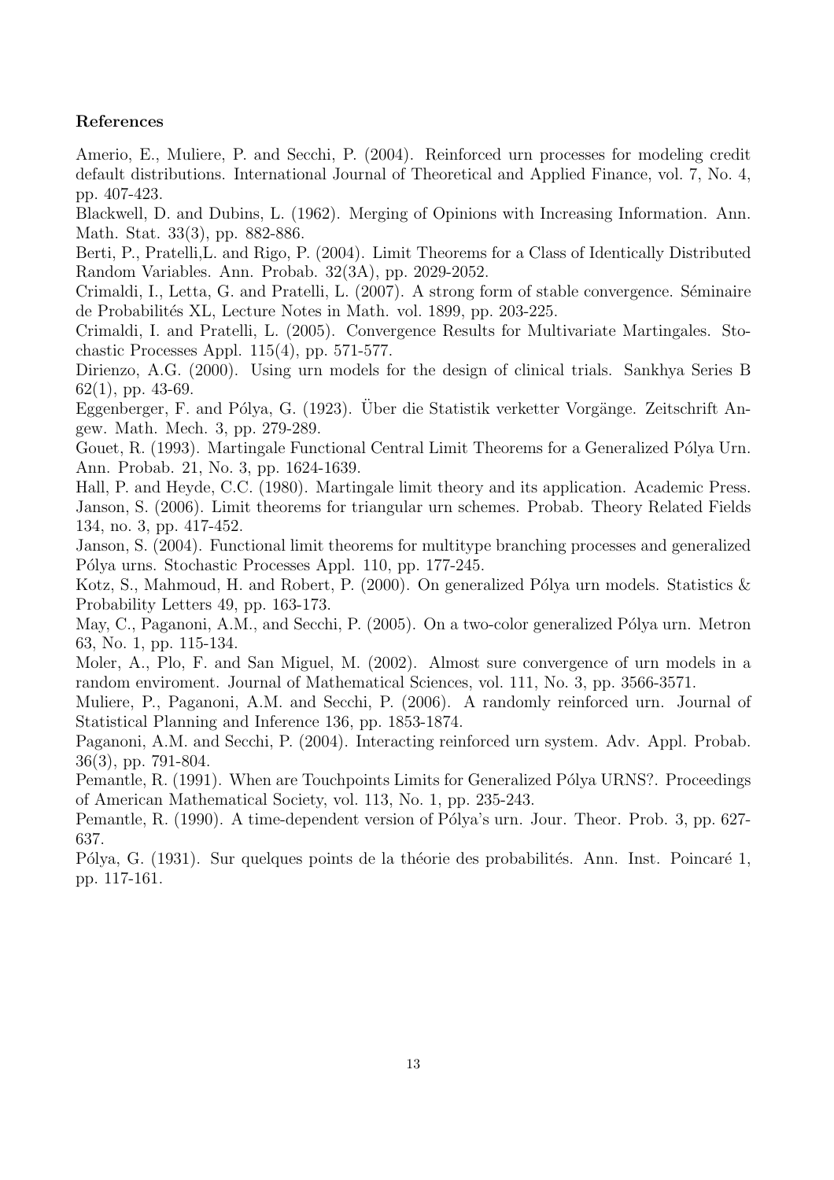**References**

Amerio, E., Muliere, P. and Secchi, P. (2004). Reinforced urn processes for modeling credit default distributions. International Journal of Theoretical and Applied Finance, vol. 7, No. 4, pp. 407-423.

Blackwell, D. and Dubins, L. (1962). Merging of Opinions with Increasing Information. Ann. Math. Stat. 33(3), pp. 882-886.

Berti, P., Pratelli,L. and Rigo, P. (2004). Limit Theorems for a Class of Identically Distributed Random Variables. Ann. Probab. 32(3A), pp. 2029-2052.

Crimaldi, I., Letta, G. and Pratelli, L. (2007). A strong form of stable convergence. Séminaire de Probabilités XL, Lecture Notes in Math. vol. 1899, pp. 203-225.

Crimaldi, I. and Pratelli, L. (2005). Convergence Results for Multivariate Martingales. Stochastic Processes Appl. 115(4), pp. 571-577.

Dirienzo, A.G. (2000). Using urn models for the design of clinical trials. Sankhya Series B 62(1), pp. 43-69.

Eggenberger, F. and Pólya, G. (1923). Über die Statistik verketter Vorgänge. Zeitschrift Angew. Math. Mech. 3, pp. 279-289.

Gouet, R. (1993). Martingale Functional Central Limit Theorems for a Generalized Pólya Urn. Ann. Probab. 21, No. 3, pp. 1624-1639.

Hall, P. and Heyde, C.C. (1980). Martingale limit theory and its application. Academic Press.

Janson, S. (2006). Limit theorems for triangular urn schemes. Probab. Theory Related Fields 134, no. 3, pp. 417-452.

Janson, S. (2004). Functional limit theorems for multitype branching processes and generalized Pólya urns. Stochastic Processes Appl. 110, pp. 177-245.

Kotz, S., Mahmoud, H. and Robert, P. (2000). On generalized Pólya urn models. Statistics & Probability Letters 49, pp. 163-173.

May, C., Paganoni, A.M., and Secchi, P. (2005). On a two-color generalized Pólya urn. Metron 63, No. 1, pp. 115-134.

Moler, A., Plo, F. and San Miguel, M. (2002). Almost sure convergence of urn models in a random enviroment. Journal of Mathematical Sciences, vol. 111, No. 3, pp. 3566-3571.

Muliere, P., Paganoni, A.M. and Secchi, P. (2006). A randomly reinforced urn. Journal of Statistical Planning and Inference 136, pp. 1853-1874.

Paganoni, A.M. and Secchi, P. (2004). Interacting reinforced urn system. Adv. Appl. Probab. 36(3), pp. 791-804.

Pemantle, R. (1991). When are Touchpoints Limits for Generalized Pólya URNS?. Proceedings of American Mathematical Society, vol. 113, No. 1, pp. 235-243.

Pemantle, R. (1990). A time-dependent version of Pólya's urn. Jour. Theor. Prob. 3, pp. 627-637.

Pólya, G. (1931). Sur quelques points de la théorie des probabilités. Ann. Inst. Poincaré 1, pp. 117-161.